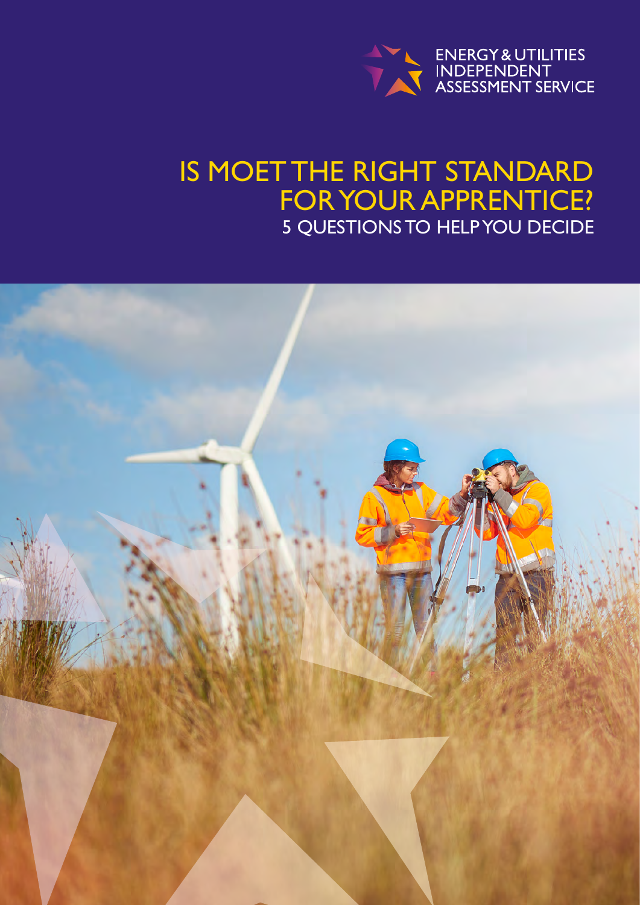ENERGY & UTILITIES INDEPENDENT ASSESSMENT SERVICE

# IS MOET THE RIGHT STANDARD FOR YOUR APPRENTICE?

## 5 QUESTIONS TO HELP YOU DECIDE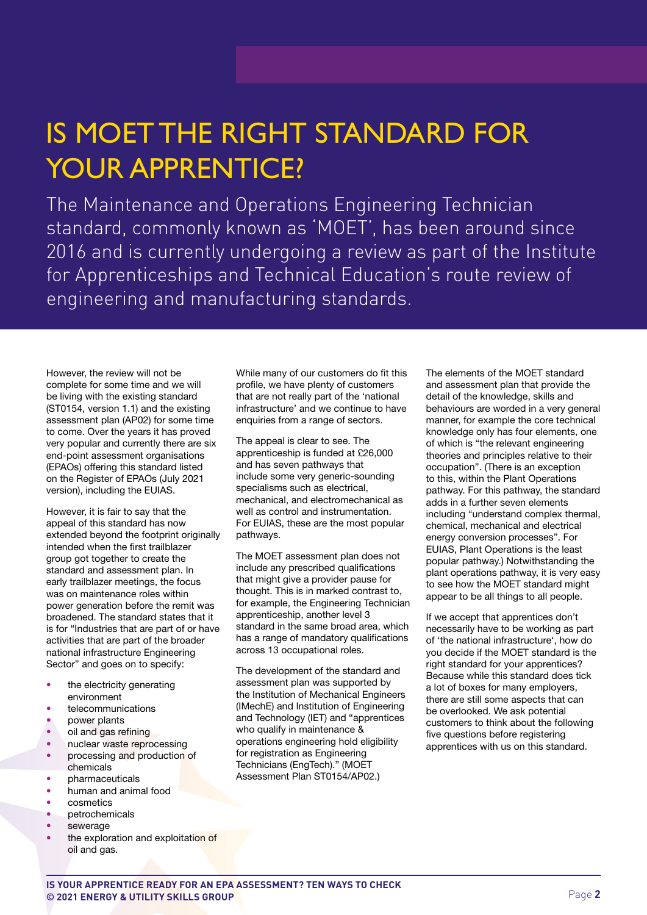# IS MOET THE RIGHT STANDARD FOR YOUR APPRENTICE?

The Maintenance and Operations Engineering Technician standard, commonly known as 'MOET', has been around since 2016 and is currently undergoing a review as part of the Institute for Apprenticeships and Technical Education's route review of engineering and manufacturing standards.

However, the review will not be complete for some time and we will be living with the existing standard (ST0154, version 1.1) and the existing assessment plan (AP02) for some time to come. Over the years it has proved very popular and currently there are six end-point assessment organisations (EPAOs) offering this standard listed on the Register of EPAOs (July 2021 version), including the EUIAS.

However, it is fair to say that the appeal of this standard has now extended beyond the footprint originally intended when the first trailblazer group got together to create the standard and assessment plan. In early trailblazer meetings, the focus was on maintenance roles within power generation before the remit was broadened. The standard states that it is for "Industries that are part of or have activities that are part of the broader national infrastructure Engineering Sector" and goes on to specify:

- the electricity generating environment
- telecommunications
- power plants
- oil and gas refining
- nuclear waste reprocessing
- processing and production of chemicals
- pharmaceuticals
- human and animal food
- cosmetics
- petrochemicals
- sewerage
- the exploration and exploitation of oil and gas.

While many of our customers do fit this profile, we have plenty of customers that are not really part of the 'national infrastructure' and we continue to have enquiries from a range of sectors.

The appeal is clear to see. The apprenticeship is funded at £26,000 and has seven pathways that include some very generic-sounding specialisms such as electrical, mechanical, and electromechanical as well as control and instrumentation. For EUIAS, these are the most popular pathways.

The MOET assessment plan does not include any prescribed qualifications that might give a provider pause for thought. This is in marked contrast to, for example, the Engineering Technician apprenticeship, another level 3 standard in the same broad area, which has a range of mandatory qualifications across 13 occupational roles.

The development of the standard and assessment plan was supported by the Institution of Mechanical Engineers (IMechE) and Institution of Engineering and Technology (IET) and "apprentices who qualify in maintenance & operations engineering hold eligibility for registration as Engineering Technicians (EngTech)." (MOET Assessment Plan ST0154/AP02.)

The elements of the MOET standard and assessment plan that provide the detail of the knowledge, skills and behaviours are worded in a very general manner, for example the core technical knowledge only has four elements, one of which is "the relevant engineering theories and principles relative to their occupation". (There is an exception to this, within the Plant Operations pathway. For this pathway, the standard adds in a further seven elements including "understand complex thermal, chemical, mechanical and electrical energy conversion processes". For EUIAS, Plant Operations is the least popular pathway.) Notwithstanding the plant operations pathway, it is very easy to see how the MOET standard might appear to be all things to all people.

If we accept that apprentices don't necessarily have to be working as part of 'the national infrastructure', how do you decide if the MOET standard is the right standard for your apprentices? Because while this standard does tick a lot of boxes for many employers, there are still some aspects that can be overlooked. We ask potential customers to think about the following five questions before registering apprentices with us on this standard.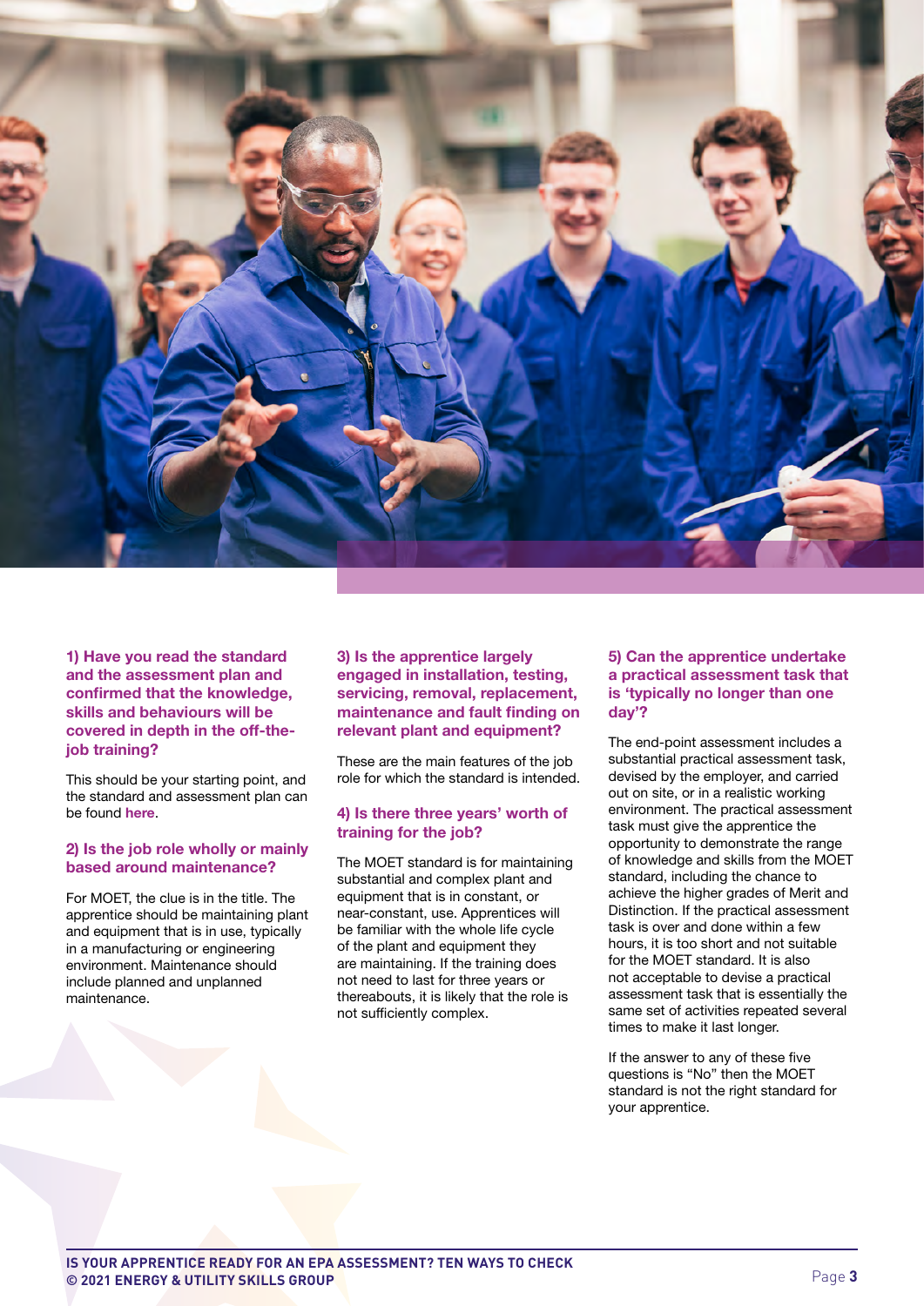### 1) Have you read the standard and the assessment plan and confirmed that the knowledge, skills and behaviours will be covered in depth in the off-the-job training?

This should be your starting point, and the standard and assessment plan can be found here.

### 2) Is the job role wholly or mainly based around maintenance?

For MOET, the clue is in the title. The apprentice should be maintaining plant and equipment that is in use, typically in a manufacturing or engineering environment. Maintenance should include planned and unplanned maintenance.

### 3) Is the apprentice largely engaged in installation, testing, servicing, removal, replacement, maintenance and fault finding on relevant plant and equipment?

These are the main features of the job role for which the standard is intended.

### 4) Is there three years' worth of training for the job?

The MOET standard is for maintaining substantial and complex plant and equipment that is in constant, or near-constant, use. Apprentices will be familiar with the whole life cycle of the plant and equipment they are maintaining. If the training does not need to last for three years or thereabouts, it is likely that the role is not sufficiently complex.

### 5) Can the apprentice undertake a practical assessment task that is 'typically no longer than one day'?

The end-point assessment includes a substantial practical assessment task, devised by the employer, and carried out on site, or in a realistic working environment. The practical assessment task must give the apprentice the opportunity to demonstrate the range of knowledge and skills from the MOET standard, including the chance to achieve the higher grades of Merit and Distinction. If the practical assessment task is over and done within a few hours, it is too short and not suitable for the MOET standard. It is also not acceptable to devise a practical assessment task that is essentially the same set of activities repeated several times to make it last longer.

If the answer to any of these five questions is "No" then the MOET standard is not the right standard for your apprentice.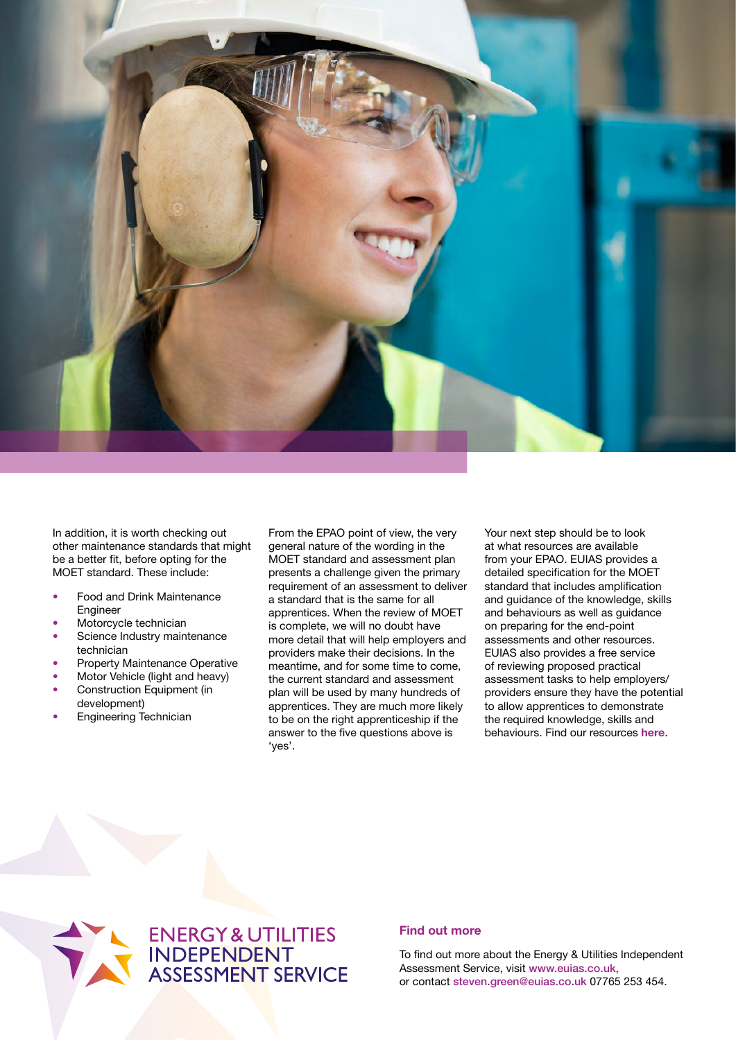In addition, it is worth checking out other maintenance standards that might be a better fit, before opting for the MOET standard. These include:

- Food and Drink Maintenance Engineer
- Motorcycle technician
- Science Industry maintenance technician
- Property Maintenance Operative
- Motor Vehicle (light and heavy)
- Construction Equipment (in development)
- Engineering Technician

From the EPAO point of view, the very general nature of the wording in the MOET standard and assessment plan presents a challenge given the primary requirement of an assessment to deliver a standard that is the same for all apprentices. When the review of MOET is complete, we will no doubt have more detail that will help employers and providers make their decisions. In the meantime, and for some time to come, the current standard and assessment plan will be used by many hundreds of apprentices. They are much more likely to be on the right apprenticeship if the answer to the five questions above is 'yes'.

Your next step should be to look at what resources are available from your EPAO. EUIAS provides a detailed specification for the MOET standard that includes amplification and guidance of the knowledge, skills and behaviours as well as guidance on preparing for the end-point assessments and other resources. EUIAS also provides a free service of reviewing proposed practical assessment tasks to help employers/providers ensure they have the potential to allow apprentices to demonstrate the required knowledge, skills and behaviours. Find our resources **here**.

ENERGY & UTILITIES INDEPENDENT ASSESSMENT SERVICE

### Find out more

To find out more about the Energy & Utilities Independent Assessment Service, visit www.euias.co.uk, or contact steven.green@euias.co.uk 07765 253 454.